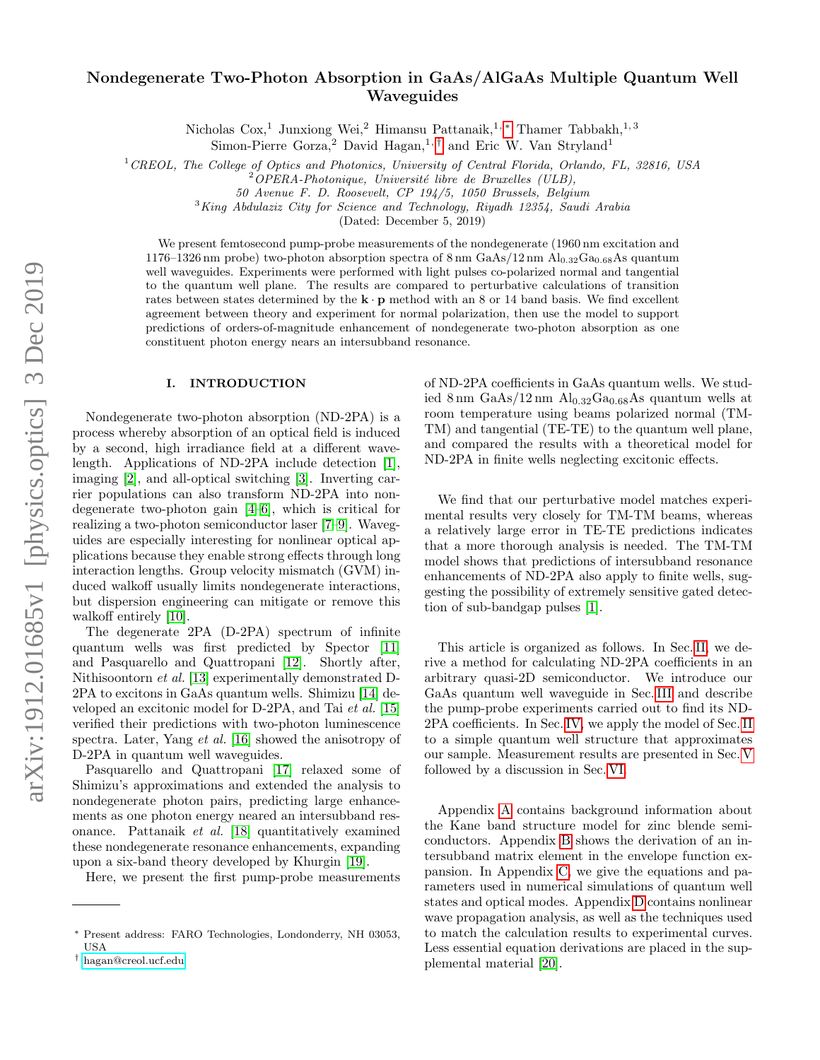# Nondegenerate Two-Photon Absorption in GaAs/AlGaAs Multiple Quantum Well Waveguides

Nicholas Cox,[1] Junxiong Wei,[2] Himansu Pattanaik,[1,*] Thamer Tabbakh,[1,3] Simon-Pierre Gorza,[2] David Hagan,[1,†] and Eric W. Van Stryland[1]

[1] *CREOL, The College of Optics and Photonics, University of Central Florida, Orlando, FL, 32816, USA*
[2] *OPERA-Photonique, Université libre de Bruxelles (ULB), 50 Avenue F. D. Roosevelt, CP 194/5, 1050 Brussels, Belgium*
[3] *King Abdulaziz City for Science and Technology, Riyadh 12354, Saudi Arabia*

(Dated: December 5, 2019)

We present femtosecond pump-probe measurements of the nondegenerate (1960 nm excitation and 1176–1326 nm probe) two-photon absorption spectra of 8 nm GaAs/12 nm $Al_{0.32}Ga_{0.68}As$ quantum well waveguides. Experiments were performed with light pulses co-polarized normal and tangential to the quantum well plane. The results are compared to perturbative calculations of transition rates between states determined by the $\mathbf{k}\cdot\mathbf{p}$ method with an 8 or 14 band basis. We find excellent agreement between theory and experiment for normal polarization, then use the model to support predictions of orders-of-magnitude enhancement of nondegenerate two-photon absorption as one constituent photon energy nears an intersubband resonance.

## I. INTRODUCTION

Nondegenerate two-photon absorption (ND-2PA) is a process whereby absorption of an optical field is induced by a second, high irradiance field at a different wavelength. Applications of ND-2PA include detection [1], imaging [2], and all-optical switching [3]. Inverting carrier populations can also transform ND-2PA into nondegenerate two-photon gain [4–6], which is critical for realizing a two-photon semiconductor laser [7–9]. Waveguides are especially interesting for nonlinear optical applications because they enable strong effects through long interaction lengths. Group velocity mismatch (GVM) induced walkoff usually limits nondegenerate interactions, but dispersion engineering can mitigate or remove this walkoff entirely [10].

The degenerate 2PA (D-2PA) spectrum of infinite quantum wells was first predicted by Spector [11] and Pasquarello and Quattropani [12]. Shortly after, Nithisoontorn *et al.* [13] experimentally demonstrated D-2PA to excitons in GaAs quantum wells. Shimizu [14] developed an excitonic model for D-2PA, and Tai *et al.* [15] verified their predictions with two-photon luminescence spectra. Later, Yang *et al.* [16] showed the anisotropy of D-2PA in quantum well waveguides.

Pasquarello and Quattropani [17] relaxed some of Shimizu's approximations and extended the analysis to nondegenerate photon pairs, predicting large enhancements as one photon energy neared an intersubband resonance. Pattanaik *et al.* [18] quantitatively examined these nondegenerate resonance enhancements, expanding upon a six-band theory developed by Khurgin [19].

Here, we present the first pump-probe measurements of ND-2PA coefficients in GaAs quantum wells. We studied 8 nm GaAs/12 nm $Al_{0.32}Ga_{0.68}As$ quantum wells at room temperature using beams polarized normal (TM-TM) and tangential (TE-TE) to the quantum well plane, and compared the results with a theoretical model for ND-2PA in finite wells neglecting excitonic effects.

We find that our perturbative model matches experimental results very closely for TM-TM beams, whereas a relatively large error in TE-TE predictions indicates that a more thorough analysis is needed. The TM-TM model shows that predictions of intersubband resonance enhancements of ND-2PA also apply to finite wells, suggesting the possibility of extremely sensitive gated detection of sub-bandgap pulses [1].

This article is organized as follows. In Sec. II, we derive a method for calculating ND-2PA coefficients in an arbitrary quasi-2D semiconductor. We introduce our GaAs quantum well waveguide in Sec. III and describe the pump-probe experiments carried out to find its ND-2PA coefficients. In Sec. IV, we apply the model of Sec. II to a simple quantum well structure that approximates our sample. Measurement results are presented in Sec. V followed by a discussion in Sec. VI.

Appendix A contains background information about the Kane band structure model for zinc blende semiconductors. Appendix B shows the derivation of an intersubband matrix element in the envelope function expansion. In Appendix C, we give the equations and parameters used in numerical simulations of quantum well states and optical modes. Appendix D contains nonlinear wave propagation analysis, as well as the techniques used to match the calculation results to experimental curves. Less essential equation derivations are placed in the supplemental material [20].

* Present address: FARO Technologies, Londonderry, NH 03053, USA
† hagan@creol.ucf.edu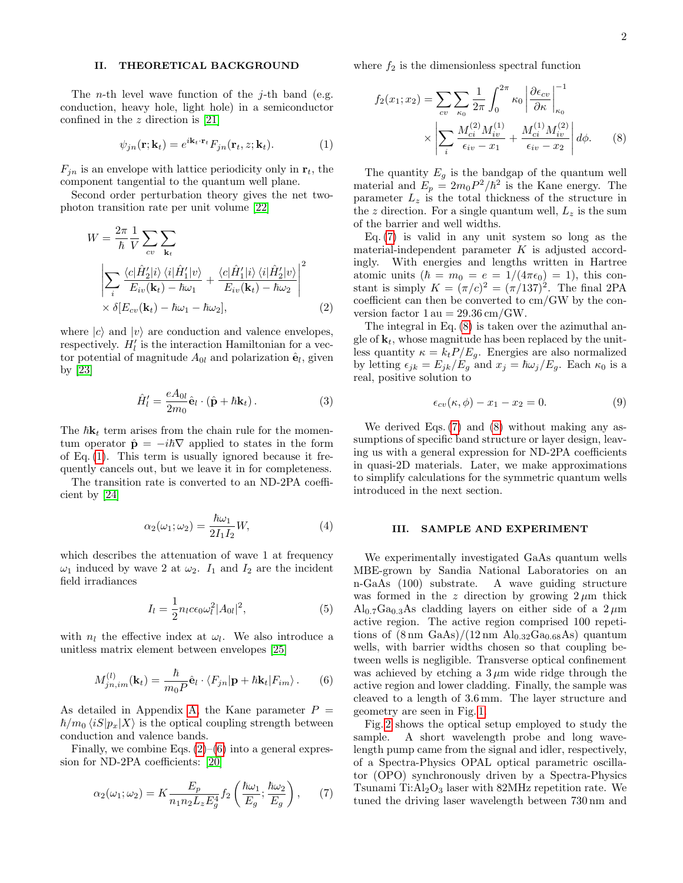## II. THEORETICAL BACKGROUND

The $n$-th level wave function of the $j$-th band (e.g. conduction, heavy hole, light hole) in a semiconductor confined in the $z$ direction is [21]

$$\psi_{jn}(\mathbf{r};\mathbf{k}_t) = e^{i\mathbf{k}_t\cdot\mathbf{r}_t} F_{jn}(\mathbf{r}_t, z; \mathbf{k}_t). \tag{1}$$

$F_{jn}$ is an envelope with lattice periodicity only in $\mathbf{r}_t$, the component tangential to the quantum well plane.

Second order perturbation theory gives the net two-photon transition rate per unit volume [22]

$$W = \frac{2\pi}{\hbar}\frac{1}{V}\sum_{cv}\sum_{\mathbf{k}_t} \left| \sum_i \frac{\langle c|\hat{H}_2'|i\rangle\,\langle i|\hat{H}_1'|v\rangle}{E_{iv}(\mathbf{k}_t) - \hbar\omega_1} + \frac{\langle c|\hat{H}_1'|i\rangle\,\langle i|\hat{H}_2'|v\rangle}{E_{iv}(\mathbf{k}_t) - \hbar\omega_2} \right|^2 \times \delta[E_{cv}(\mathbf{k}_t) - \hbar\omega_1 - \hbar\omega_2], \tag{2}$$

where $|c\rangle$ and $|v\rangle$ are conduction and valence envelopes, respectively. $H_l'$ is the interaction Hamiltonian for a vector potential of magnitude $A_{0l}$ and polarization $\hat{\mathbf{e}}_l$, given by [23]

$$\hat{H}_l' = \frac{eA_{0l}}{2m_0}\hat{\mathbf{e}}_l \cdot (\hat{\mathbf{p}} + \hbar\mathbf{k}_t). \tag{3}$$

The $\hbar\mathbf{k}_t$ term arises from the chain rule for the momentum operator $\hat{\mathbf{p}} = -i\hbar\nabla$ applied to states in the form of Eq. (1). This term is usually ignored because it frequently cancels out, but we leave it in for completeness.

The transition rate is converted to an ND-2PA coefficient by [24]

$$\alpha_2(\omega_1;\omega_2) = \frac{\hbar\omega_1}{2I_1I_2}W, \tag{4}$$

which describes the attenuation of wave 1 at frequency $\omega_1$ induced by wave 2 at $\omega_2$. $I_1$ and $I_2$ are the incident field irradiances

$$I_l = \frac{1}{2}n_l c\epsilon_0\omega_l^2|A_{0l}|^2, \tag{5}$$

with $n_l$ the effective index at $\omega_l$. We also introduce a unitless matrix element between envelopes [25]

$$M_{jn,im}^{(l)}(\mathbf{k}_t) = \frac{\hbar}{m_0 P}\hat{\mathbf{e}}_l \cdot \langle F_{jn}|\mathbf{p} + \hbar\mathbf{k}_t|F_{im}\rangle. \tag{6}$$

As detailed in Appendix A, the Kane parameter $P = \hbar/m_0\,\langle iS|p_x|X\rangle$ is the optical coupling strength between conduction and valence bands.

Finally, we combine Eqs. (2)–(6) into a general expression for ND-2PA coefficients: [20]

$$\alpha_2(\omega_1;\omega_2) = K\frac{E_p}{n_1n_2L_zE_g^4} f_2\left(\frac{\hbar\omega_1}{E_g};\frac{\hbar\omega_2}{E_g}\right), \tag{7}$$

where $f_2$ is the dimensionless spectral function

$$f_2(x_1;x_2) = \sum_{cv}\sum_{\kappa_0}\frac{1}{2\pi}\int_0^{2\pi}\kappa_0\left|\frac{\partial\epsilon_{cv}}{\partial\kappa}\right|_{\kappa_0}^{-1} \times \left|\sum_i \frac{M_{ci}^{(2)}M_{iv}^{(1)}}{\epsilon_{iv} - x_1} + \frac{M_{ci}^{(1)}M_{iv}^{(2)}}{\epsilon_{iv} - x_2}\right| d\phi. \tag{8}$$

The quantity $E_g$ is the bandgap of the quantum well material and $E_p = 2m_0P^2/\hbar^2$ is the Kane energy. The parameter $L_z$ is the total thickness of the structure in the $z$ direction. For a single quantum well, $L_z$ is the sum of the barrier and well widths.

Eq. (7) is valid in any unit system so long as the material-independent parameter $K$ is adjusted accordingly. With energies and lengths written in Hartree atomic units ($\hbar = m_0 = e = 1/(4\pi\epsilon_0) = 1$), this constant is simply $K = (\pi/c)^2 = (\pi/137)^2$. The final 2PA coefficient can then be converted to cm/GW by the conversion factor $1\,\mathrm{au} = 29.36\,\mathrm{cm/GW}$.

The integral in Eq. (8) is taken over the azimuthal angle of $\mathbf{k}_t$, whose magnitude has been replaced by the unitless quantity $\kappa = k_tP/E_g$. Energies are also normalized by letting $\epsilon_{jk} = E_{jk}/E_g$ and $x_j = \hbar\omega_j/E_g$. Each $\kappa_0$ is a real, positive solution to

$$\epsilon_{cv}(\kappa,\phi) - x_1 - x_2 = 0. \tag{9}$$

We derived Eqs. (7) and (8) without making any assumptions of specific band structure or layer design, leaving us with a general expression for ND-2PA coefficients in quasi-2D materials. Later, we make approximations to simplify calculations for the symmetric quantum wells introduced in the next section.

## III. SAMPLE AND EXPERIMENT

We experimentally investigated GaAs quantum wells MBE-grown by Sandia National Laboratories on an n-GaAs (100) substrate. A wave guiding structure was formed in the $z$ direction by growing $2\,\mu$m thick $Al_{0.7}Ga_{0.3}As$ cladding layers on either side of a $2\,\mu$m active region. The active region comprised 100 repetitions of (8 nm GaAs)/(12 nm $Al_{0.32}Ga_{0.68}As$) quantum wells, with barrier widths chosen so that coupling between wells is negligible. Transverse optical confinement was achieved by etching a $3\,\mu$m wide ridge through the active region and lower cladding. Finally, the sample was cleaved to a length of 3.6 mm. The layer structure and geometry are seen in Fig. 1.

Fig. 2 shows the optical setup employed to study the sample. A short wavelength probe and long wavelength pump came from the signal and idler, respectively, of a Spectra-Physics OPAL optical parametric oscillator (OPO) synchronously driven by a Spectra-Physics Tsunami Ti:$Al_2O_3$ laser with 82MHz repetition rate. We tuned the driving laser wavelength between 730 nm and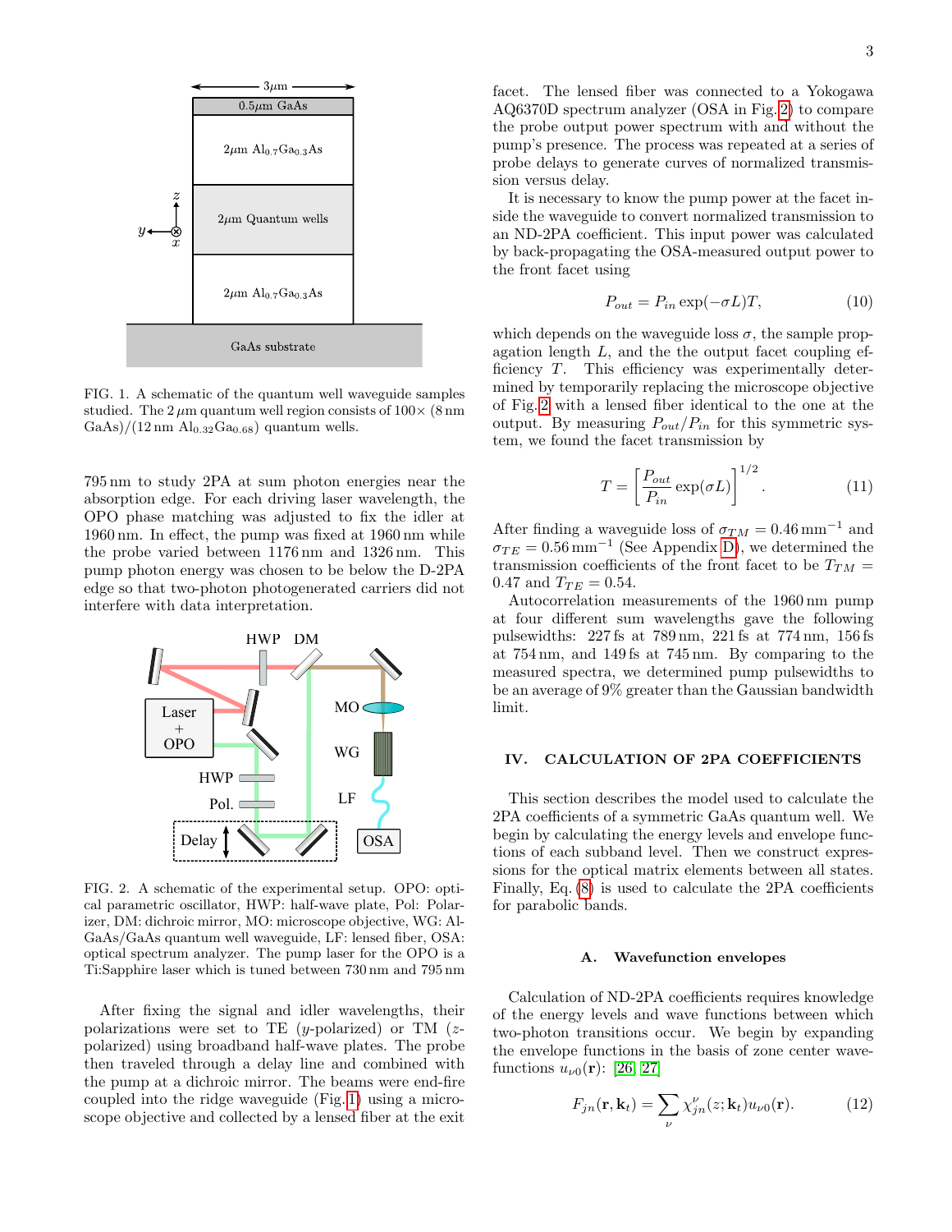FIG. 1. A schematic of the quantum well waveguide samples studied. The $2\,\mu$m quantum well region consists of $100\times$ (8 nm GaAs)/(12 nm $Al_{0.32}Ga_{0.68}$) quantum wells.

795 nm to study 2PA at sum photon energies near the absorption edge. For each driving laser wavelength, the OPO phase matching was adjusted to fix the idler at 1960 nm. In effect, the pump was fixed at 1960 nm while the probe varied between 1176 nm and 1326 nm. This pump photon energy was chosen to be below the D-2PA edge so that two-photon photogenerated carriers did not interfere with data interpretation.

FIG. 2. A schematic of the experimental setup. OPO: optical parametric oscillator, HWP: half-wave plate, Pol: Polarizer, DM: dichroic mirror, MO: microscope objective, WG: AlGaAs/GaAs quantum well waveguide, LF: lensed fiber, OSA: optical spectrum analyzer. The pump laser for the OPO is a Ti:Sapphire laser which is tuned between 730 nm and 795 nm

After fixing the signal and idler wavelengths, their polarizations were set to TE ($y$-polarized) or TM ($z$-polarized) using broadband half-wave plates. The probe then traveled through a delay line and combined with the pump at a dichroic mirror. The beams were end-fire coupled into the ridge waveguide (Fig. 1) using a microscope objective and collected by a lensed fiber at the exit facet. The lensed fiber was connected to a Yokogawa AQ6370D spectrum analyzer (OSA in Fig. 2) to compare the probe output power spectrum with and without the pump's presence. The process was repeated at a series of probe delays to generate curves of normalized transmission versus delay.

It is necessary to know the pump power at the facet inside the waveguide to convert normalized transmission to an ND-2PA coefficient. This input power was calculated by back-propagating the OSA-measured output power to the front facet using

$$P_{out} = P_{in}\exp(-\sigma L)T, \tag{10}$$

which depends on the waveguide loss $\sigma$, the sample propagation length $L$, and the the output facet coupling efficiency $T$. This efficiency was experimentally determined by temporarily replacing the microscope objective of Fig. 2 with a lensed fiber identical to the one at the output. By measuring $P_{out}/P_{in}$ for this symmetric system, we found the facet transmission by

$$T = \left[\frac{P_{out}}{P_{in}}\exp(\sigma L)\right]^{1/2}. \tag{11}$$

After finding a waveguide loss of $\sigma_{TM} = 0.46\,\text{mm}^{-1}$ and $\sigma_{TE} = 0.56\,\text{mm}^{-1}$ (See Appendix D), we determined the transmission coefficients of the front facet to be $T_{TM} = 0.47$ and $T_{TE} = 0.54$.

Autocorrelation measurements of the 1960 nm pump at four different sum wavelengths gave the following pulsewidths: 227 fs at 789 nm, 221 fs at 774 nm, 156 fs at 754 nm, and 149 fs at 745 nm. By comparing to the measured spectra, we determined pump pulsewidths to be an average of 9% greater than the Gaussian bandwidth limit.

## IV. CALCULATION OF 2PA COEFFICIENTS

This section describes the model used to calculate the 2PA coefficients of a symmetric GaAs quantum well. We begin by calculating the energy levels and envelope functions of each subband level. Then we construct expressions for the optical matrix elements between all states. Finally, Eq. (8) is used to calculate the 2PA coefficients for parabolic bands.

### A. Wavefunction envelopes

Calculation of ND-2PA coefficients requires knowledge of the energy levels and wave functions between which two-photon transitions occur. We begin by expanding the envelope functions in the basis of zone center wavefunctions $u_{\nu 0}(\mathbf{r})$: [26, 27]

$$F_{jn}(\mathbf{r}, \mathbf{k}_t) = \sum_{\nu} \chi^{\nu}_{jn}(z; \mathbf{k}_t) u_{\nu 0}(\mathbf{r}). \tag{12}$$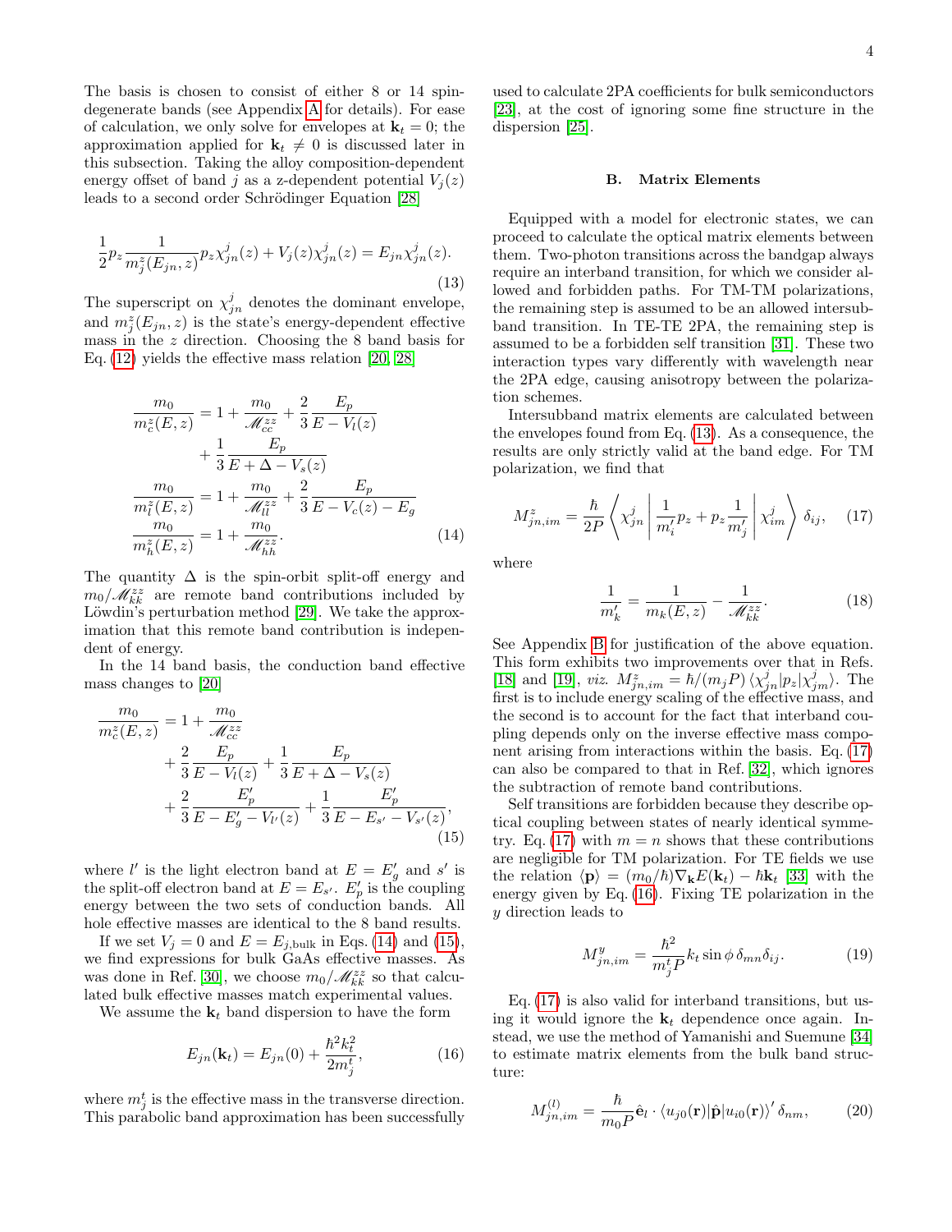The basis is chosen to consist of either 8 or 14 spin-degenerate bands (see Appendix A for details). For ease of calculation, we only solve for envelopes at $\mathbf{k}_t = 0$; the approximation applied for $\mathbf{k}_t \neq 0$ is discussed later in this subsection. Taking the alloy composition-dependent energy offset of band $j$ as a z-dependent potential $V_j(z)$ leads to a second order Schrödinger Equation [28]

$$\frac{1}{2} p_z \frac{1}{m_j^z(E_{jn}, z)} p_z \chi_{jn}^j(z) + V_j(z)\chi_{jn}^j(z) = E_{jn}\chi_{jn}^j(z). \tag{13}$$

The superscript on $\chi_{jn}^j$ denotes the dominant envelope, and $m_j^z(E_{jn}, z)$ is the state's energy-dependent effective mass in the $z$ direction. Choosing the 8 band basis for Eq. (12) yields the effective mass relation [20, 28]

$$\begin{aligned}
\frac{m_0}{m_c^z(E,z)} &= 1 + \frac{m_0}{\mathscr{M}_{cc}^{zz}} + \frac{2}{3}\frac{E_p}{E - V_l(z)} \\
&\quad + \frac{1}{3}\frac{E_p}{E + \Delta - V_s(z)} \\
\frac{m_0}{m_l^z(E,z)} &= 1 + \frac{m_0}{\mathscr{M}_{ll}^{zz}} + \frac{2}{3}\frac{E_p}{E - V_c(z) - E_g} \\
\frac{m_0}{m_h^z(E,z)} &= 1 + \frac{m_0}{\mathscr{M}_{hh}^{zz}}.
\end{aligned} \tag{14}$$

The quantity $\Delta$ is the spin-orbit split-off energy and $m_0/\mathscr{M}_{kk}^{zz}$ are remote band contributions included by Löwdin's perturbation method [29]. We take the approximation that this remote band contribution is independent of energy.

In the 14 band basis, the conduction band effective mass changes to [20]

$$\begin{aligned}
\frac{m_0}{m_c^z(E,z)} &= 1 + \frac{m_0}{\mathscr{M}_{cc}^{zz}} \\
&\quad + \frac{2}{3}\frac{E_p}{E - V_l(z)} + \frac{1}{3}\frac{E_p}{E + \Delta - V_s(z)} \\
&\quad + \frac{2}{3}\frac{E_p'}{E - E_g' - V_{l'}(z)} + \frac{1}{3}\frac{E_p'}{E - E_{s'} - V_{s'}(z)},
\end{aligned} \tag{15}$$

where $l'$ is the light electron band at $E = E_g'$ and $s'$ is the split-off electron band at $E = E_{s'}$. $E_p'$ is the coupling energy between the two sets of conduction bands. All hole effective masses are identical to the 8 band results.

If we set $V_j = 0$ and $E = E_{j,\text{bulk}}$ in Eqs. (14) and (15), we find expressions for bulk GaAs effective masses. As was done in Ref. [30], we choose $m_0/\mathscr{M}_{kk}^{zz}$ so that calculated bulk effective masses match experimental values.

We assume the $\mathbf{k}_t$ band dispersion to have the form

$$E_{jn}(\mathbf{k}_t) = E_{jn}(0) + \frac{\hbar^2 k_t^2}{2m_j^t}, \tag{16}$$

where $m_j^t$ is the effective mass in the transverse direction. This parabolic band approximation has been successfully used to calculate 2PA coefficients for bulk semiconductors [23], at the cost of ignoring some fine structure in the dispersion [25].

## B. Matrix Elements

Equipped with a model for electronic states, we can proceed to calculate the optical matrix elements between them. Two-photon transitions across the bandgap always require an interband transition, for which we consider allowed and forbidden paths. For TM-TM polarizations, the remaining step is assumed to be an allowed intersubband transition. In TE-TE 2PA, the remaining step is assumed to be a forbidden self transition [31]. These two interaction types vary differently with wavelength near the 2PA edge, causing anisotropy between the polarization schemes.

Intersubband matrix elements are calculated between the envelopes found from Eq. (13). As a consequence, the results are only strictly valid at the band edge. For TM polarization, we find that

$$M_{jn,im}^z = \frac{\hbar}{2P}\left\langle \chi_{jn}^j \middle| \frac{1}{m_i'} p_z + p_z \frac{1}{m_j'} \middle| \chi_{im}^j \right\rangle \delta_{ij}, \tag{17}$$

where

$$\frac{1}{m_k'} = \frac{1}{m_k(E,z)} - \frac{1}{\mathscr{M}_{kk}^{zz}}. \tag{18}$$

See Appendix B for justification of the above equation. This form exhibits two improvements over that in Refs. [18] and [19], *viz.* $M_{jn,im}^z = \hbar/(m_j P)\langle\chi_{jn}^j|p_z|\chi_{jm}^j\rangle$. The first is to include energy scaling of the effective mass, and the second is to account for the fact that interband coupling depends only on the inverse effective mass component arising from interactions within the basis. Eq. (17) can also be compared to that in Ref. [32], which ignores the subtraction of remote band contributions.

Self transitions are forbidden because they describe optical coupling between states of nearly identical symmetry. Eq. (17) with $m = n$ shows that these contributions are negligible for TM polarization. For TE fields we use the relation $\langle\mathbf{p}\rangle = (m_0/\hbar)\nabla_{\mathbf{k}} E(\mathbf{k}_t) - \hbar\mathbf{k}_t$ [33] with the energy given by Eq. (16). Fixing TE polarization in the $y$ direction leads to

$$M_{jn,im}^y = \frac{\hbar^2}{m_j^t P} k_t \sin\phi\, \delta_{mn}\delta_{ij}. \tag{19}$$

Eq. (17) is also valid for interband transitions, but using it would ignore the $\mathbf{k}_t$ dependence once again. Instead, we use the method of Yamanishi and Suemune [34] to estimate matrix elements from the bulk band structure:

$$M_{jn,im}^{(l)} = \frac{\hbar}{m_0 P}\hat{\mathbf{e}}_l \cdot \langle u_{j0}(\mathbf{r})|\hat{\mathbf{p}}|u_{i0}(\mathbf{r})\rangle' \delta_{nm}, \tag{20}$$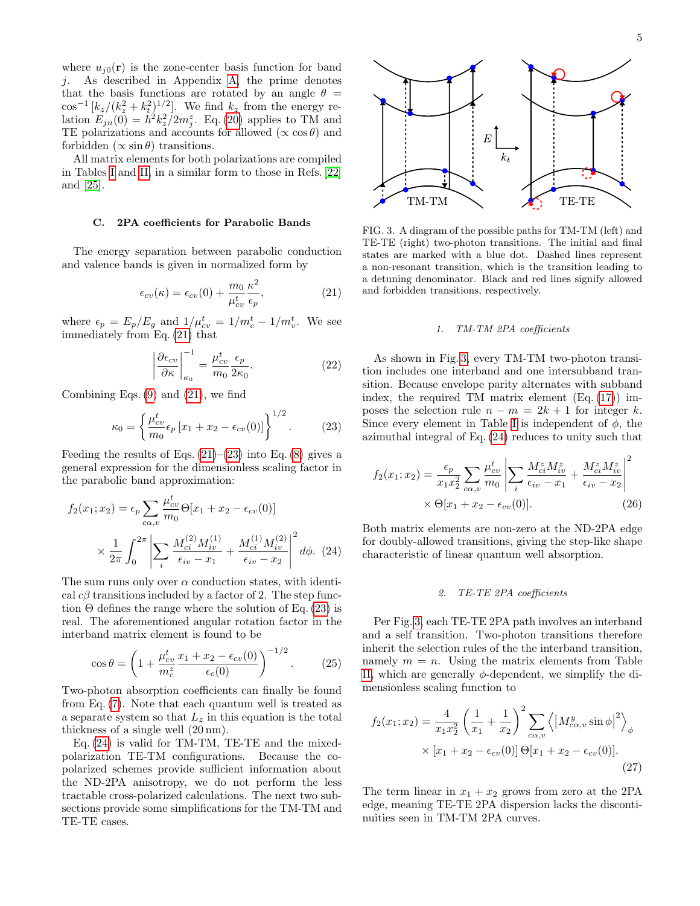where $u_{j0}(\mathbf{r})$ is the zone-center basis function for band $j$. As described in Appendix A, the prime denotes that the basis functions are rotated by an angle $\theta = \cos^{-1}[k_z/(k_z^2+k_t^2)^{1/2}]$. We find $k_z$ from the energy relation $E_{jn}(0) = \hbar^2 k_z^2/2m_j^z$. Eq. (20) applies to TM and TE polarizations and accounts for allowed ($\propto \cos\theta$) and forbidden ($\propto \sin\theta$) transitions.

All matrix elements for both polarizations are compiled in Tables I and II, in a similar form to those in Refs. [22] and [25].

### C. 2PA coefficients for Parabolic Bands

The energy separation between parabolic conduction and valence bands is given in normalized form by

$$\epsilon_{cv}(\kappa) = \epsilon_{cv}(0) + \frac{m_0}{\mu_{cv}^t}\frac{\kappa^2}{\epsilon_p}, \tag{21}$$

where $\epsilon_p = E_p/E_g$ and $1/\mu_{cv}^t = 1/m_c^t - 1/m_v^t$. We see immediately from Eq. (21) that

$$\left|\frac{\partial \epsilon_{cv}}{\partial \kappa}\right|^{-1}_{\kappa_0} = \frac{\mu_{cv}^t}{m_0}\frac{\epsilon_p}{2\kappa_0}. \tag{22}$$

Combining Eqs. (9) and (21), we find

$$\kappa_0 = \left\{\frac{\mu_{cv}^t}{m_0}\epsilon_p\left[x_1 + x_2 - \epsilon_{cv}(0)\right]\right\}^{1/2}. \tag{23}$$

Feeding the results of Eqs. (21)–(23) into Eq. (8) gives a general expression for the dimensionless scaling factor in the parabolic band approximation:

$$f_2(x_1;x_2) = \epsilon_p \sum_{c\alpha,v}\frac{\mu_{cv}^t}{m_0}\Theta[x_1+x_2-\epsilon_{cv}(0)] \times \frac{1}{2\pi}\int_0^{2\pi}\left|\sum_i \frac{M_{ci}^{(2)}M_{iv}^{(1)}}{\epsilon_{iv}-x_1} + \frac{M_{ci}^{(1)}M_{iv}^{(2)}}{\epsilon_{iv}-x_2}\right|^2 d\phi. \tag{24}$$

The sum runs only over $\alpha$ conduction states, with identical $c\beta$ transitions included by a factor of 2. The step function $\Theta$ defines the range where the solution of Eq. (23) is real. The aforementioned angular rotation factor in the interband matrix element is found to be

$$\cos\theta = \left(1 + \frac{\mu_{cv}^t}{m_c^z}\frac{x_1+x_2-\epsilon_{cv}(0)}{\epsilon_c(0)}\right)^{-1/2}. \tag{25}$$

Two-photon absorption coefficients can finally be found from Eq. (7). Note that each quantum well is treated as a separate system so that $L_z$ in this equation is the total thickness of a single well (20 nm).

Eq. (24) is valid for TM-TM, TE-TE and the mixed-polarization TE-TM configurations. Because the co-polarized schemes provide sufficient information about the ND-2PA anisotropy, we do not perform the less tractable cross-polarized calculations. The next two subsections provide some simplifications for the TM-TM and TE-TE cases.

FIG. 3. A diagram of the possible paths for TM-TM (left) and TE-TE (right) two-photon transitions. The initial and final states are marked with a blue dot. Dashed lines represent a non-resonant transition, which is the transition leading to a detuning denominator. Black and red lines signify allowed and forbidden transitions, respectively.

#### 1. TM-TM 2PA coefficients

As shown in Fig. 3, every TM-TM two-photon transition includes one interband and one intersubband transition. Because envelope parity alternates with subband index, the required TM matrix element (Eq. (17)) imposes the selection rule $n - m = 2k+1$ for integer $k$. Since every element in Table I is independent of $\phi$, the azimuthal integral of Eq. (24) reduces to unity such that

$$f_2(x_1;x_2) = \frac{\epsilon_p}{x_1 x_2^2}\sum_{c\alpha,v}\frac{\mu_{cv}^t}{m_0}\left|\sum_i \frac{M_{ci}^z M_{iv}^z}{\epsilon_{iv}-x_1} + \frac{M_{ci}^z M_{iv}^z}{\epsilon_{iv}-x_2}\right|^2 \times \Theta[x_1+x_2-\epsilon_{cv}(0)]. \tag{26}$$

Both matrix elements are non-zero at the ND-2PA edge for doubly-allowed transitions, giving the step-like shape characteristic of linear quantum well absorption.

#### 2. TE-TE 2PA coefficients

Per Fig. 3, each TE-TE 2PA path involves an interband and a self transition. Two-photon transitions therefore inherit the selection rules of the the interband transition, namely $m = n$. Using the matrix elements from Table II, which are generally $\phi$-dependent, we simplify the dimensionless scaling function to

$$f_2(x_1;x_2) = \frac{4}{x_1 x_2^2}\left(\frac{1}{x_1}+\frac{1}{x_2}\right)^2 \sum_{c\alpha,v}\left\langle\left|M_{c\alpha,v}^y \sin\phi\right|^2\right\rangle_\phi \times [x_1+x_2-\epsilon_{cv}(0)]\,\Theta[x_1+x_2-\epsilon_{cv}(0)]. \tag{27}$$

The term linear in $x_1 + x_2$ grows from zero at the 2PA edge, meaning TE-TE 2PA dispersion lacks the discontinuities seen in TM-TM 2PA curves.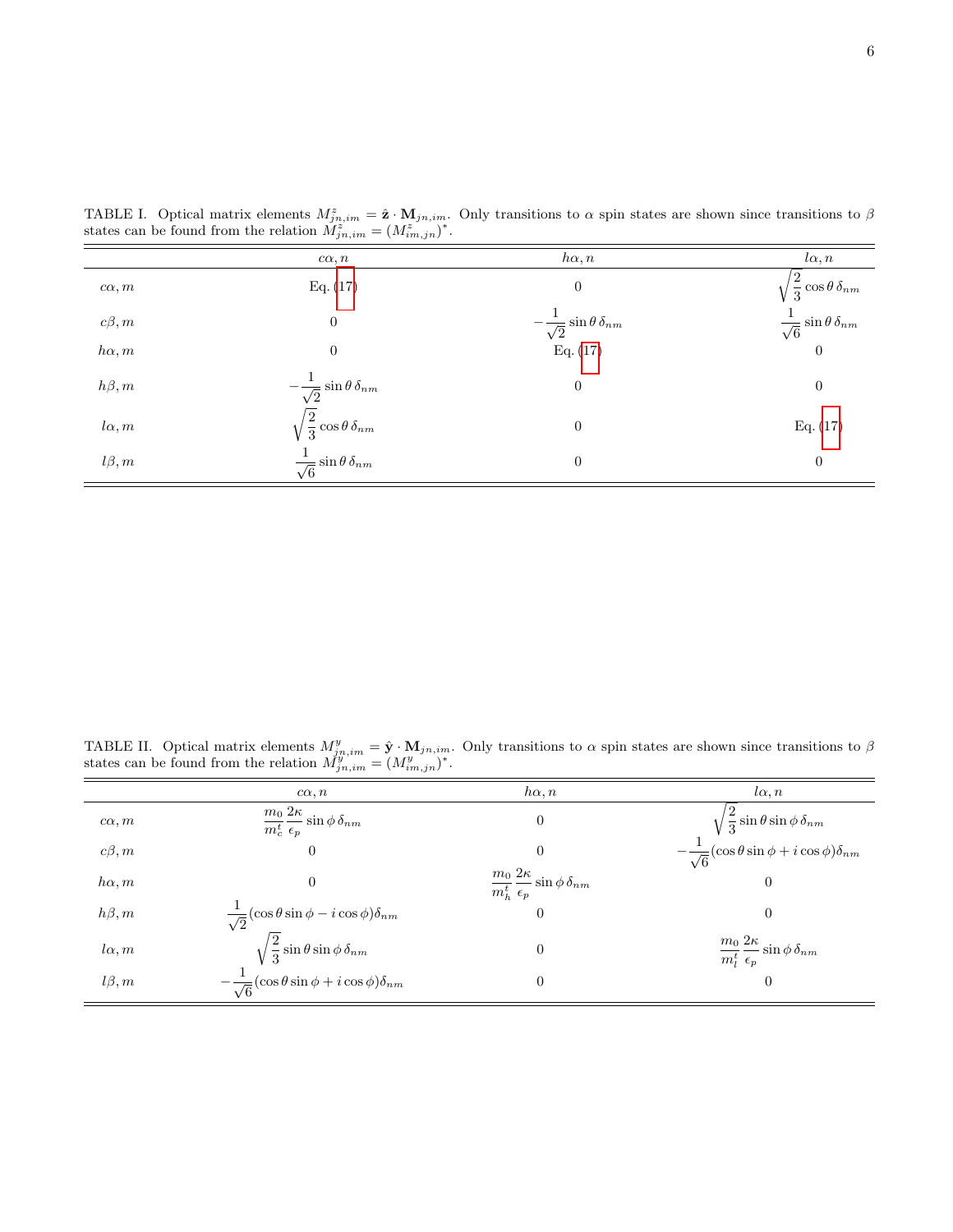TABLE I. Optical matrix elements $M^z_{jn,im} = \hat{\mathbf{z}} \cdot \mathbf{M}_{jn,im}$. Only transitions to $\alpha$ spin states are shown since transitions to $\beta$ states can be found from the relation $M^z_{jn,im} = (M^z_{im,jn})^*$.

| | $c\alpha, n$ | $h\alpha, n$ | $l\alpha, n$ |
|---|---|---|---|
| $c\alpha, m$ | Eq. (17) | 0 | $\sqrt{\frac{2}{3}}\cos\theta\,\delta_{nm}$ |
| $c\beta, m$ | 0 | $-\frac{1}{\sqrt{2}}\sin\theta\,\delta_{nm}$ | $\frac{1}{\sqrt{6}}\sin\theta\,\delta_{nm}$ |
| $h\alpha, m$ | 0 | Eq. (17) | 0 |
| $h\beta, m$ | $-\frac{1}{\sqrt{2}}\sin\theta\,\delta_{nm}$ | 0 | 0 |
| $l\alpha, m$ | $\sqrt{\frac{2}{3}}\cos\theta\,\delta_{nm}$ | 0 | Eq. (17) |
| $l\beta, m$ | $\frac{1}{\sqrt{6}}\sin\theta\,\delta_{nm}$ | 0 | 0 |

TABLE II. Optical matrix elements $M^y_{jn,im} = \hat{\mathbf{y}} \cdot \mathbf{M}_{jn,im}$. Only transitions to $\alpha$ spin states are shown since transitions to $\beta$ states can be found from the relation $M^y_{jn,im} = (M^y_{im,jn})^*$.

| | $c\alpha, n$ | $h\alpha, n$ | $l\alpha, n$ |
|---|---|---|---|
| $c\alpha, m$ | $\frac{m_0}{m^t_c}\frac{2\kappa}{\epsilon_p}\sin\phi\,\delta_{nm}$ | 0 | $\sqrt{\frac{2}{3}}\sin\theta\sin\phi\,\delta_{nm}$ |
| $c\beta, m$ | 0 | 0 | $-\frac{1}{\sqrt{6}}(\cos\theta\sin\phi + i\cos\phi)\delta_{nm}$ |
| $h\alpha, m$ | 0 | $\frac{m_0}{m^t_h}\frac{2\kappa}{\epsilon_p}\sin\phi\,\delta_{nm}$ | 0 |
| $h\beta, m$ | $\frac{1}{\sqrt{2}}(\cos\theta\sin\phi - i\cos\phi)\delta_{nm}$ | 0 | 0 |
| $l\alpha, m$ | $\sqrt{\frac{2}{3}}\sin\theta\sin\phi\,\delta_{nm}$ | 0 | $\frac{m_0}{m^t_l}\frac{2\kappa}{\epsilon_p}\sin\phi\,\delta_{nm}$ |
| $l\beta, m$ | $-\frac{1}{\sqrt{6}}(\cos\theta\sin\phi + i\cos\phi)\delta_{nm}$ | 0 | 0 |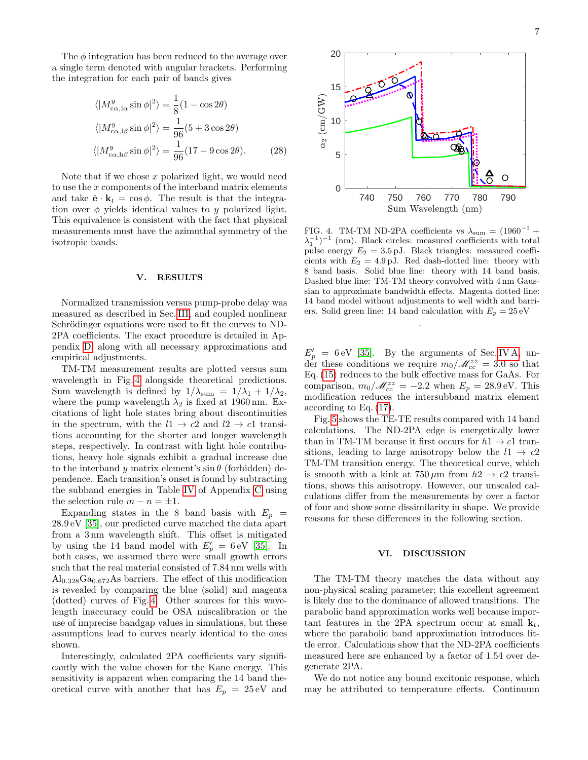The $\phi$ integration has been reduced to the average over a single term denoted with angular brackets. Performing the integration for each pair of bands gives

$$
\begin{aligned}
\langle |M^{y}_{c\alpha,l\alpha} \sin\phi|^2 \rangle &= \frac{1}{8}(1 - \cos 2\theta) \\
\langle |M^{y}_{c\alpha,l\beta} \sin\phi|^2 \rangle &= \frac{1}{96}(5 + 3\cos 2\theta) \\
\langle |M^{y}_{c\alpha,h\beta} \sin\phi|^2 \rangle &= \frac{1}{96}(17 - 9\cos 2\theta).
\end{aligned}
\tag{28}
$$

Note that if we chose $x$ polarized light, we would need to use the $x$ components of the interband matrix elements and take $\hat{\mathbf{e}} \cdot \mathbf{k}_t = \cos\phi$. The result is that the integration over $\phi$ yields identical values to $y$ polarized light. This equivalence is consistent with the fact that physical measurements must have the azimuthal symmetry of the isotropic bands.

## V. RESULTS

Normalized transmission versus pump-probe delay was measured as described in Sec. III, and coupled nonlinear Schrödinger equations were used to fit the curves to ND-2PA coefficients. The exact procedure is detailed in Appendix D, along with all necessary approximations and empirical adjustments.

TM-TM measurement results are plotted versus sum wavelength in Fig. 4 alongside theoretical predictions. Sum wavelength is defined by $1/\lambda_{\text{sum}} = 1/\lambda_1 + 1/\lambda_2$, where the pump wavelength $\lambda_2$ is fixed at 1960 nm. Excitations of light hole states bring about discontinuities in the spectrum, with the $l1 \to c2$ and $l2 \to c1$ transitions accounting for the shorter and longer wavelength steps, respectively. In contrast with light hole contributions, heavy hole signals exhibit a gradual increase due to the interband $y$ matrix element's $\sin\theta$ (forbidden) dependence. Each transition's onset is found by subtracting the subband energies in Table IV of Appendix C using the selection rule $m - n = \pm 1$.

Expanding states in the 8 band basis with $E_p = 28.9$ eV [35], our predicted curve matched the data apart from a 3 nm wavelength shift. This offset is mitigated by using the 14 band model with $E'_p = 6$ eV [35]. In both cases, we assumed there were small growth errors such that the real material consisted of 7.84 nm wells with $Al_{0.328}Ga_{0.672}As$ barriers. The effect of this modification is revealed by comparing the blue (solid) and magenta (dotted) curves of Fig. 4. Other sources for this wavelength inaccuracy could be OSA miscalibration or the use of imprecise bandgap values in simulations, but these assumptions lead to curves nearly identical to the ones shown.

Interestingly, calculated 2PA coefficients vary significantly with the value chosen for the Kane energy. This sensitivity is apparent when comparing the 14 band theoretical curve with another that has $E_p = 25$ eV and

FIG. 4. TM-TM ND-2PA coefficients vs $\lambda_{\text{sum}} = (1960^{-1} + \lambda_1^{-1})^{-1}$ (nm). Black circles: measured coefficients with total pulse energy $E_2 = 3.5$ pJ. Black triangles: measured coefficients with $E_2 = 4.9$ pJ. Red dash-dotted line: theory with 8 band basis. Solid blue line: theory with 14 band basis. Dashed blue line: TM-TM theory convolved with 4 nm Gaussian to approximate bandwidth effects. Magenta dotted line: 14 band model without adjustments to well width and barriers. Solid green line: 14 band calculation with $E_p = 25$ eV

$E'_p = 6$ eV [35]. By the arguments of Sec. IV A, under these conditions we require $m_0/\mathscr{M}^{zz}_{cc} = 3.0$ so that Eq. (15) reduces to the bulk effective mass for GaAs. For comparison, $m_0/\mathscr{M}^{zz}_{cc} = -2.2$ when $E_p = 28.9$ eV. This modification reduces the intersubband matrix element according to Eq. (17).

Fig. 5 shows the TE-TE results compared with 14 band calculations. The ND-2PA edge is energetically lower than in TM-TM because it first occurs for $h1 \to c1$ transitions, leading to large anisotropy below the $l1 \to c2$ TM-TM transition energy. The theoretical curve, which is smooth with a kink at 750 $\mu$m from $h2 \to c2$ transitions, shows this anisotropy. However, our unscaled calculations differ from the measurements by over a factor of four and show some dissimilarity in shape. We provide reasons for these differences in the following section.

## VI. DISCUSSION

The TM-TM theory matches the data without any non-physical scaling parameter; this excellent agreement is likely due to the dominance of allowed transitions. The parabolic band approximation works well because important features in the 2PA spectrum occur at small $\mathbf{k}_t$, where the parabolic band approximation introduces little error. Calculations show that the ND-2PA coefficients measured here are enhanced by a factor of 1.54 over degenerate 2PA.

We do not notice any bound excitonic response, which may be attributed to temperature effects. Continuum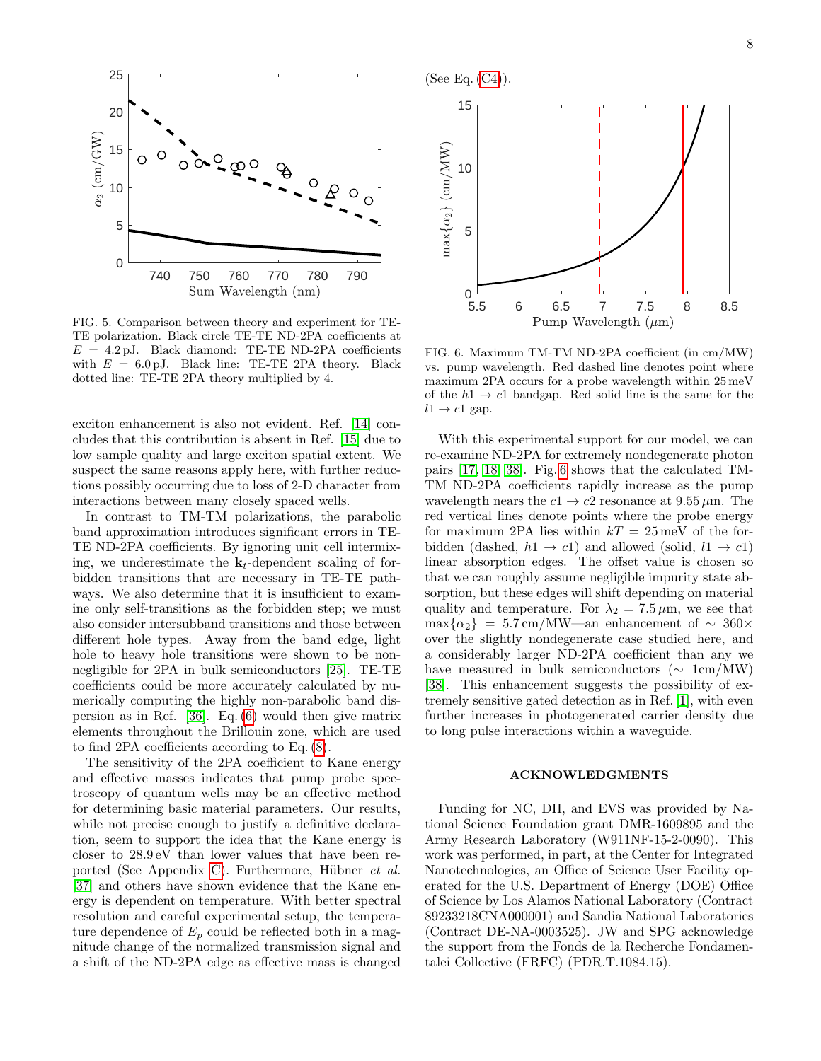FIG. 5. Comparison between theory and experiment for TE-TE polarization. Black circle TE-TE ND-2PA coefficients at $E = 4.2\,\mathrm{pJ}$. Black diamond: TE-TE ND-2PA coefficients with $E = 6.0\,\mathrm{pJ}$. Black line: TE-TE 2PA theory. Black dotted line: TE-TE 2PA theory multiplied by 4.

exciton enhancement is also not evident. Ref. [14] concludes that this contribution is absent in Ref. [15] due to low sample quality and large exciton spatial extent. We suspect the same reasons apply here, with further reductions possibly occurring due to loss of 2-D character from interactions between many closely spaced wells.

In contrast to TM-TM polarizations, the parabolic band approximation introduces significant errors in TE-TE ND-2PA coefficients. By ignoring unit cell intermixing, we underestimate the $\mathbf{k}_t$-dependent scaling of forbidden transitions that are necessary in TE-TE pathways. We also determine that it is insufficient to examine only self-transitions as the forbidden step; we must also consider intersubband transitions and those between different hole types. Away from the band edge, light hole to heavy hole transitions were shown to be non-negligible for 2PA in bulk semiconductors [25]. TE-TE coefficients could be more accurately calculated by numerically computing the highly non-parabolic band dispersion as in Ref. [36]. Eq. (6) would then give matrix elements throughout the Brillouin zone, which are used to find 2PA coefficients according to Eq. (8).

The sensitivity of the 2PA coefficient to Kane energy and effective masses indicates that pump probe spectroscopy of quantum wells may be an effective method for determining basic material parameters. Our results, while not precise enough to justify a definitive declaration, seem to support the idea that the Kane energy is closer to $28.9\,\mathrm{eV}$ than lower values that have been reported (See Appendix C). Furthermore, Hübner *et al.* [37] and others have shown evidence that the Kane energy is dependent on temperature. With better spectral resolution and careful experimental setup, the temperature dependence of $E_p$ could be reflected both in a magnitude change of the normalized transmission signal and a shift of the ND-2PA edge as effective mass is changed (See Eq. (C4)).

FIG. 6. Maximum TM-TM ND-2PA coefficient (in cm/MW) vs. pump wavelength. Red dashed line denotes point where maximum 2PA occurs for a probe wavelength within 25 meV of the $h1 \to c1$ bandgap. Red solid line is the same for the $l1 \to c1$ gap.

With this experimental support for our model, we can re-examine ND-2PA for extremely nondegenerate photon pairs [17, 18, 38]. Fig. 6 shows that the calculated TM-TM ND-2PA coefficients rapidly increase as the pump wavelength nears the $c1 \to c2$ resonance at $9.55\,\mu\mathrm{m}$. The red vertical lines denote points where the probe energy for maximum 2PA lies within $kT = 25\,\mathrm{meV}$ of the forbidden (dashed, $h1 \to c1$) and allowed (solid, $l1 \to c1$) linear absorption edges. The offset value is chosen so that we can roughly assume negligible impurity state absorption, but these edges will shift depending on material quality and temperature. For $\lambda_2 = 7.5\,\mu\mathrm{m}$, we see that $\max\{\alpha_2\} = 5.7\,\mathrm{cm/MW}$—an enhancement of $\sim 360\times$ over the slightly nondegenerate case studied here, and a considerably larger ND-2PA coefficient than any we have measured in bulk semiconductors ($\sim$ 1cm/MW) [38]. This enhancement suggests the possibility of extremely sensitive gated detection as in Ref. [1], with even further increases in photogenerated carrier density due to long pulse interactions within a waveguide.

## ACKNOWLEDGMENTS

Funding for NC, DH, and EVS was provided by National Science Foundation grant DMR-1609895 and the Army Research Laboratory (W911NF-15-2-0090). This work was performed, in part, at the Center for Integrated Nanotechnologies, an Office of Science User Facility operated for the U.S. Department of Energy (DOE) Office of Science by Los Alamos National Laboratory (Contract 89233218CNA000001) and Sandia National Laboratories (Contract DE-NA-0003525). JW and SPG acknowledge the support from the Fonds de la Recherche Fondamentalei Collective (FRFC) (PDR.T.1084.15).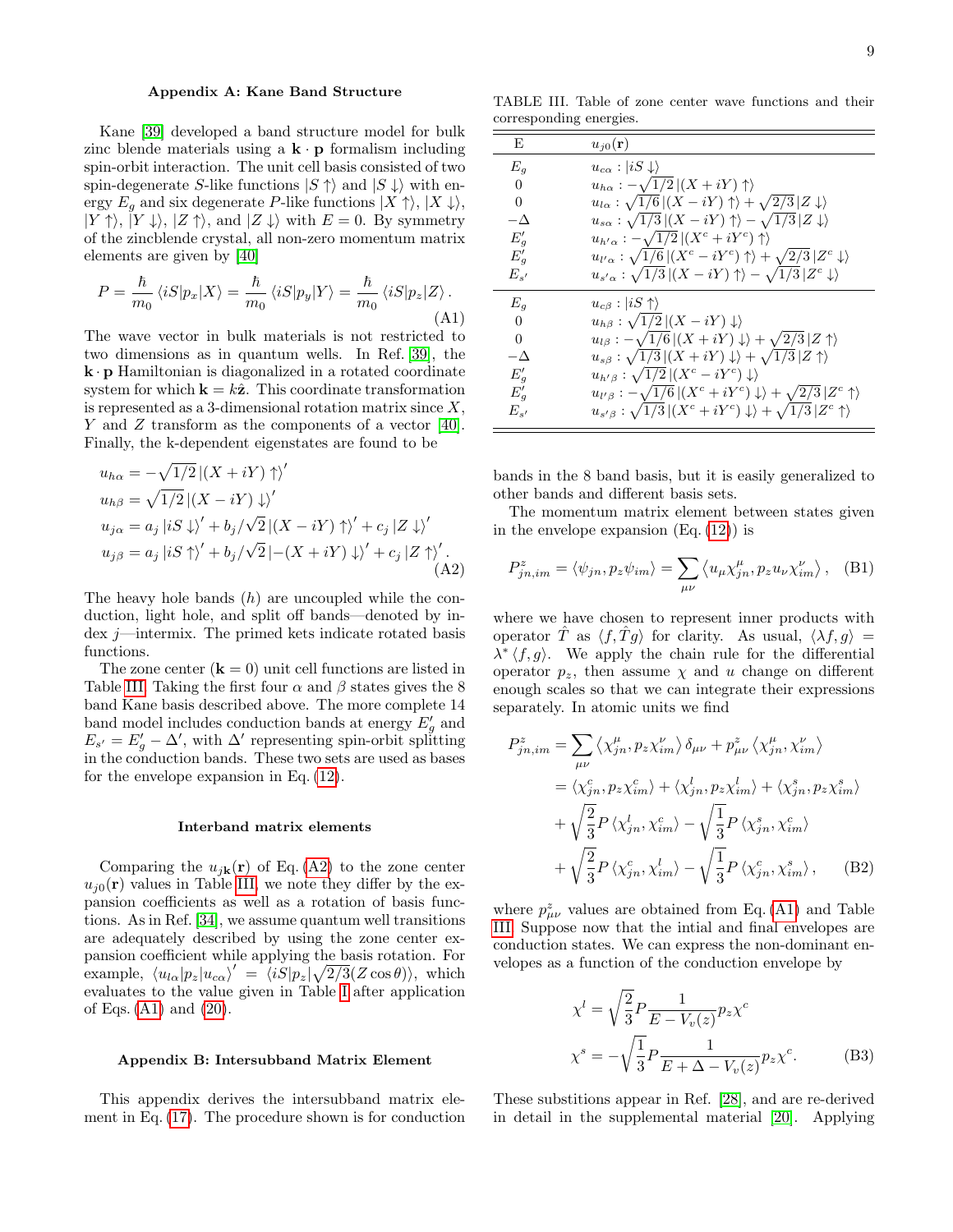## Appendix A: Kane Band Structure

Kane [39] developed a band structure model for bulk zinc blende materials using a $\mathbf{k}\cdot\mathbf{p}$ formalism including spin-orbit interaction. The unit cell basis consisted of two spin-degenerate $S$-like functions $|S\uparrow\rangle$ and $|S\downarrow\rangle$ with energy $E_g$ and six degenerate $P$-like functions $|X\uparrow\rangle$, $|X\downarrow\rangle$, $|Y\uparrow\rangle$, $|Y\downarrow\rangle$, $|Z\uparrow\rangle$, and $|Z\downarrow\rangle$ with $E=0$. By symmetry of the zincblende crystal, all non-zero momentum matrix elements are given by [40]

$$P = \frac{\hbar}{m_0}\langle iS|p_x|X\rangle = \frac{\hbar}{m_0}\langle iS|p_y|Y\rangle = \frac{\hbar}{m_0}\langle iS|p_z|Z\rangle\,. \tag{A1}$$

The wave vector in bulk materials is not restricted to two dimensions as in quantum wells. In Ref. [39], the $\mathbf{k}\cdot\mathbf{p}$ Hamiltonian is diagonalized in a rotated coordinate system for which $\mathbf{k}=k\hat{\mathbf{z}}$. This coordinate transformation is represented as a 3-dimensional rotation matrix since $X$, $Y$ and $Z$ transform as the components of a vector [40]. Finally, the k-dependent eigenstates are found to be

$$\begin{aligned}
u_{h\alpha} &= -\sqrt{1/2}\,|(X+iY)\uparrow\rangle' \\
u_{h\beta} &= \sqrt{1/2}\,|(X-iY)\downarrow\rangle' \\
u_{j\alpha} &= a_j\,|iS\downarrow\rangle' + b_j/\sqrt{2}\,|(X-iY)\uparrow\rangle' + c_j\,|Z\downarrow\rangle' \\
u_{j\beta} &= a_j\,|iS\uparrow\rangle' + b_j/\sqrt{2}\,|-(X+iY)\downarrow\rangle' + c_j\,|Z\uparrow\rangle'\,.
\end{aligned} \tag{A2}$$

The heavy hole bands ($h$) are uncoupled while the conduction, light hole, and split off bands—denoted by index $j$—intermix. The primed kets indicate rotated basis functions.

The zone center ($\mathbf{k}=0$) unit cell functions are listed in Table III. Taking the first four $\alpha$ and $\beta$ states gives the 8 band Kane basis described above. The more complete 14 band model includes conduction bands at energy $E_g'$ and $E_{s'}=E_g'-\Delta'$, with $\Delta'$ representing spin-orbit splitting in the conduction bands. These two sets are used as bases for the envelope expansion in Eq. (12).

TABLE III. Table of zone center wave functions and their corresponding energies.

| E | $u_{j0}(\mathbf{r})$ |
|---|---|
| $E_g$ | $u_{c\alpha}: \lvert iS\downarrow\rangle$ |
| 0 | $u_{h\alpha}: -\sqrt{1/2}\,\lvert(X+iY)\uparrow\rangle$ |
| 0 | $u_{l\alpha}: \sqrt{1/6}\,\lvert(X-iY)\uparrow\rangle + \sqrt{2/3}\,\lvert Z\downarrow\rangle$ |
| $-\Delta$ | $u_{s\alpha}: \sqrt{1/3}\,\lvert(X-iY)\uparrow\rangle - \sqrt{1/3}\,\lvert Z\downarrow\rangle$ |
| $E_g'$ | $u_{h'\alpha}: -\sqrt{1/2}\,\lvert(X^c+iY^c)\uparrow\rangle$ |
| $E_g'$ | $u_{l'\alpha}: \sqrt{1/6}\,\lvert(X^c-iY^c)\uparrow\rangle + \sqrt{2/3}\,\lvert Z^c\downarrow\rangle$ |
| $E_{s'}$ | $u_{s'\alpha}: \sqrt{1/3}\,\lvert(X-iY)\uparrow\rangle - \sqrt{1/3}\,\lvert Z^c\downarrow\rangle$ |
| $E_g$ | $u_{c\beta}: \lvert iS\uparrow\rangle$ |
| 0 | $u_{h\beta}: \sqrt{1/2}\,\lvert(X-iY)\downarrow\rangle$ |
| 0 | $u_{l\beta}: -\sqrt{1/6}\,\lvert(X+iY)\downarrow\rangle + \sqrt{2/3}\,\lvert Z\uparrow\rangle$ |
| $-\Delta$ | $u_{s\beta}: \sqrt{1/3}\,\lvert(X+iY)\downarrow\rangle + \sqrt{1/3}\,\lvert Z\uparrow\rangle$ |
| $E_g'$ | $u_{h'\beta}: \sqrt{1/2}\,\lvert(X^c-iY^c)\downarrow\rangle$ |
| $E_g'$ | $u_{l'\beta}: -\sqrt{1/6}\,\lvert(X^c+iY^c)\downarrow\rangle + \sqrt{2/3}\,\lvert Z^c\uparrow\rangle$ |
| $E_{s'}$ | $u_{s'\beta}: \sqrt{1/3}\,\lvert(X^c+iY^c)\downarrow\rangle + \sqrt{1/3}\,\lvert Z^c\uparrow\rangle$ |

### Interband matrix elements

Comparing the $u_{j\mathbf{k}}(\mathbf{r})$ of Eq. (A2) to the zone center $u_{j0}(\mathbf{r})$ values in Table III, we note they differ by the expansion coefficients as well as a rotation of basis functions. As in Ref. [34], we assume quantum well transitions are adequately described by using the zone center expansion coefficient while applying the basis rotation. For example, $\langle u_{l\alpha}|p_z|u_{c\alpha}\rangle' = \langle iS|p_z|\sqrt{2/3}(Z\cos\theta)\rangle$, which evaluates to the value given in Table I after application of Eqs. (A1) and (20).

## Appendix B: Intersubband Matrix Element

This appendix derives the intersubband matrix element in Eq. (17). The procedure shown is for conduction bands in the 8 band basis, but it is easily generalized to other bands and different basis sets.

The momentum matrix element between states given in the envelope expansion (Eq. (12)) is

$$P^z_{jn,im} = \langle\psi_{jn}, p_z\psi_{im}\rangle = \sum_{\mu\nu}\left\langle u_\mu\chi^\mu_{jn}, p_z u_\nu\chi^\nu_{im}\right\rangle, \tag{B1}$$

where we have chosen to represent inner products with operator $\hat{T}$ as $\langle f,\hat{T}g\rangle$ for clarity. As usual, $\langle\lambda f, g\rangle = \lambda^*\langle f,g\rangle$. We apply the chain rule for the differential operator $p_z$, then assume $\chi$ and $u$ change on different enough scales so that we can integrate their expressions separately. In atomic units we find

$$\begin{aligned}
P^z_{jn,im} &= \sum_{\mu\nu}\left\langle\chi^\mu_{jn}, p_z\chi^\nu_{im}\right\rangle\delta_{\mu\nu} + p^z_{\mu\nu}\left\langle\chi^\mu_{jn},\chi^\nu_{im}\right\rangle \\
&= \langle\chi^c_{jn}, p_z\chi^c_{im}\rangle + \langle\chi^l_{jn}, p_z\chi^l_{im}\rangle + \langle\chi^s_{jn}, p_z\chi^s_{im}\rangle \\
&\quad + \sqrt{\frac{2}{3}}P\,\langle\chi^l_{jn},\chi^c_{im}\rangle - \sqrt{\frac{1}{3}}P\,\langle\chi^s_{jn},\chi^c_{im}\rangle \\
&\quad + \sqrt{\frac{2}{3}}P\,\langle\chi^c_{jn},\chi^l_{im}\rangle - \sqrt{\frac{1}{3}}P\,\langle\chi^c_{jn},\chi^s_{im}\rangle\,,
\end{aligned} \tag{B2}$$

where $p^z_{\mu\nu}$ values are obtained from Eq. (A1) and Table III. Suppose now that the intial and final envelopes are conduction states. We can express the non-dominant envelopes as a function of the conduction envelope by

$$\begin{aligned}
\chi^l &= \sqrt{\frac{2}{3}}P\frac{1}{E-V_v(z)}p_z\chi^c \\
\chi^s &= -\sqrt{\frac{1}{3}}P\frac{1}{E+\Delta-V_v(z)}p_z\chi^c.
\end{aligned} \tag{B3}$$

These substitions appear in Ref. [28], and are re-derived in detail in the supplemental material [20]. Applying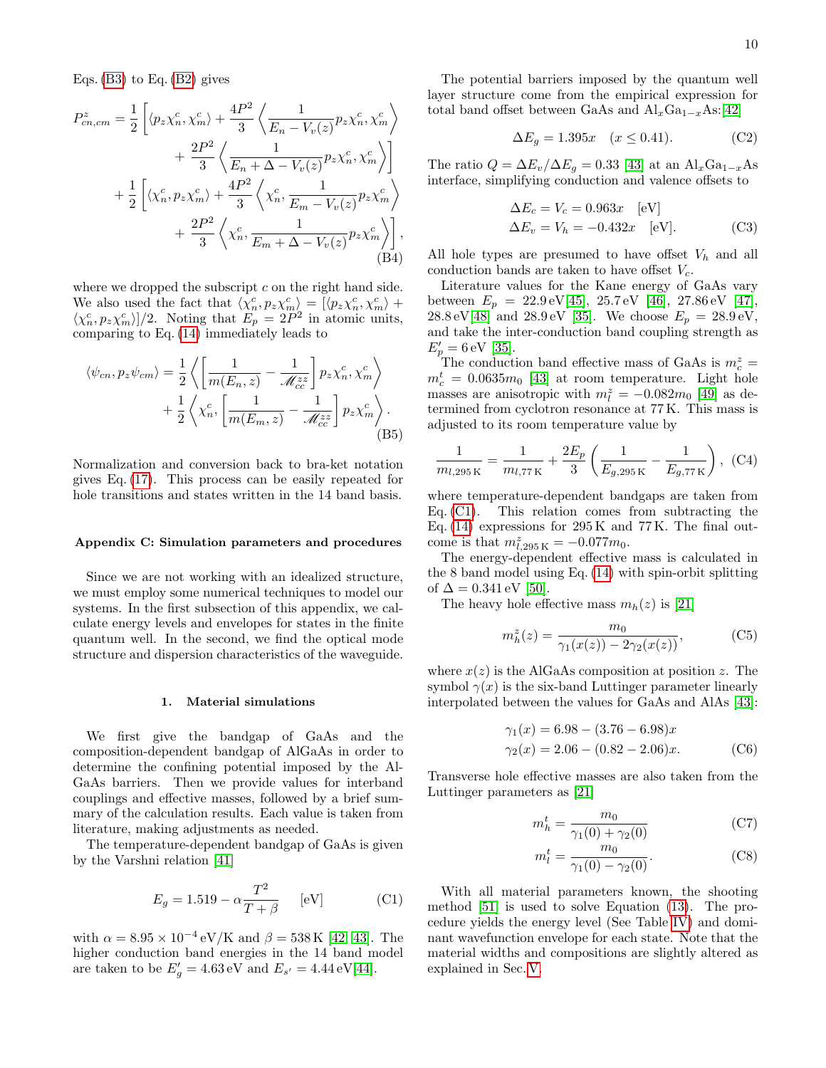Eqs. (B3) to Eq. (B2) gives

$$P^z_{cn,cm} = \frac{1}{2}\left[\langle p_z\chi^c_n, \chi^c_m\rangle + \frac{4P^2}{3}\left\langle \frac{1}{E_n - V_v(z)} p_z\chi^c_n, \chi^c_m\right\rangle + \frac{2P^2}{3}\left\langle \frac{1}{E_n + \Delta - V_v(z)} p_z\chi^c_n, \chi^c_m\right\rangle\right] + \frac{1}{2}\left[\langle \chi^c_n, p_z\chi^c_m\rangle + \frac{4P^2}{3}\left\langle \chi^c_n, \frac{1}{E_m - V_v(z)} p_z\chi^c_m\right\rangle + \frac{2P^2}{3}\left\langle \chi^c_n, \frac{1}{E_m + \Delta - V_v(z)} p_z\chi^c_m\right\rangle\right], \tag{B4}$$

where we dropped the subscript $c$ on the right hand side. We also used the fact that $\langle \chi^c_n, p_z\chi^c_m\rangle = [\langle p_z\chi^c_n, \chi^c_m\rangle + \langle \chi^c_n, p_z\chi^c_m\rangle]/2$. Noting that $E_p = 2P^2$ in atomic units, comparing to Eq. (14) immediately leads to

$$\langle \psi_{cn}, p_z\psi_{cm}\rangle = \frac{1}{2}\left\langle \left[\frac{1}{m(E_n, z)} - \frac{1}{\mathscr{M}^{zz}_{cc}}\right] p_z\chi^c_n, \chi^c_m\right\rangle + \frac{1}{2}\left\langle \chi^c_n, \left[\frac{1}{m(E_m, z)} - \frac{1}{\mathscr{M}^{zz}_{cc}}\right] p_z\chi^c_m\right\rangle. \tag{B5}$$

Normalization and conversion back to bra-ket notation gives Eq. (17). This process can be easily repeated for hole transitions and states written in the 14 band basis.

### Appendix C: Simulation parameters and procedures

Since we are not working with an idealized structure, we must employ some numerical techniques to model our systems. In the first subsection of this appendix, we calculate energy levels and envelopes for states in the finite quantum well. In the second, we find the optical mode structure and dispersion characteristics of the waveguide.

#### 1. Material simulations

We first give the bandgap of GaAs and the composition-dependent bandgap of AlGaAs in order to determine the confining potential imposed by the AlGaAs barriers. Then we provide values for interband couplings and effective masses, followed by a brief summary of the calculation results. Each value is taken from literature, making adjustments as needed.

The temperature-dependent bandgap of GaAs is given by the Varshni relation [41]

$$E_g = 1.519 - \alpha\frac{T^2}{T+\beta} \quad \text{[eV]} \tag{C1}$$

with $\alpha = 8.95\times10^{-4}\,\text{eV/K}$ and $\beta = 538\,\text{K}$ [42, 43]. The higher conduction band energies in the 14 band model are taken to be $E'_g = 4.63\,\text{eV}$ and $E_{s'} = 4.44\,\text{eV}$[44].

The potential barriers imposed by the quantum well layer structure come from the empirical expression for total band offset between GaAs and $\text{Al}_x\text{Ga}_{1-x}\text{As}$:[42]

$$\Delta E_g = 1.395x \quad (x \le 0.41). \tag{C2}$$

The ratio $Q = \Delta E_v/\Delta E_g = 0.33$ [43] at an $\text{Al}_x\text{Ga}_{1-x}\text{As}$ interface, simplifying conduction and valence offsets to

$$\begin{aligned}\Delta E_c &= V_c = 0.963x \quad \text{[eV]}\\ \Delta E_v &= V_h = -0.432x \quad \text{[eV]}.\end{aligned} \tag{C3}$$

All hole types are presumed to have offset $V_h$ and all conduction bands are taken to have offset $V_c$.

Literature values for the Kane energy of GaAs vary between $E_p$ = 22.9 eV[45], 25.7 eV [46], 27.86 eV [47], 28.8 eV[48] and 28.9 eV [35]. We choose $E_p = 28.9\,\text{eV}$, and take the inter-conduction band coupling strength as $E'_p = 6\,\text{eV}$ [35].

The conduction band effective mass of GaAs is $m^z_c = m^t_c = 0.0635m_0$ [43] at room temperature. Light hole masses are anisotropic with $m^z_l = -0.082m_0$ [49] as determined from cyclotron resonance at 77 K. This mass is adjusted to its room temperature value by

$$\frac{1}{m_{l,295\,\text{K}}} = \frac{1}{m_{l,77\,\text{K}}} + \frac{2E_p}{3}\left(\frac{1}{E_{g,295\,\text{K}}} - \frac{1}{E_{g,77\,\text{K}}}\right), \tag{C4}$$

where temperature-dependent bandgaps are taken from Eq. (C1). This relation comes from subtracting the Eq. (14) expressions for 295 K and 77 K. The final outcome is that $m^z_{l,295\,\text{K}} = -0.077m_0$.

The energy-dependent effective mass is calculated in the 8 band model using Eq. (14) with spin-orbit splitting of $\Delta = 0.341\,\text{eV}$ [50].

The heavy hole effective mass $m_h(z)$ is [21]

$$m^z_h(z) = \frac{m_0}{\gamma_1(x(z)) - 2\gamma_2(x(z))}, \tag{C5}$$

where $x(z)$ is the AlGaAs composition at position $z$. The symbol $\gamma(x)$ is the six-band Luttinger parameter linearly interpolated between the values for GaAs and AlAs [43]:

$$\begin{aligned}\gamma_1(x) &= 6.98 - (3.76 - 6.98)x\\ \gamma_2(x) &= 2.06 - (0.82 - 2.06)x.\end{aligned} \tag{C6}$$

Transverse hole effective masses are also taken from the Luttinger parameters as [21]

$$m^t_h = \frac{m_0}{\gamma_1(0) + \gamma_2(0)} \tag{C7}$$

$$m^t_l = \frac{m_0}{\gamma_1(0) - \gamma_2(0)}. \tag{C8}$$

With all material parameters known, the shooting method [51] is used to solve Equation (13). The procedure yields the energy level (See Table IV) and dominant wavefunction envelope for each state. Note that the material widths and compositions are slightly altered as explained in Sec. V.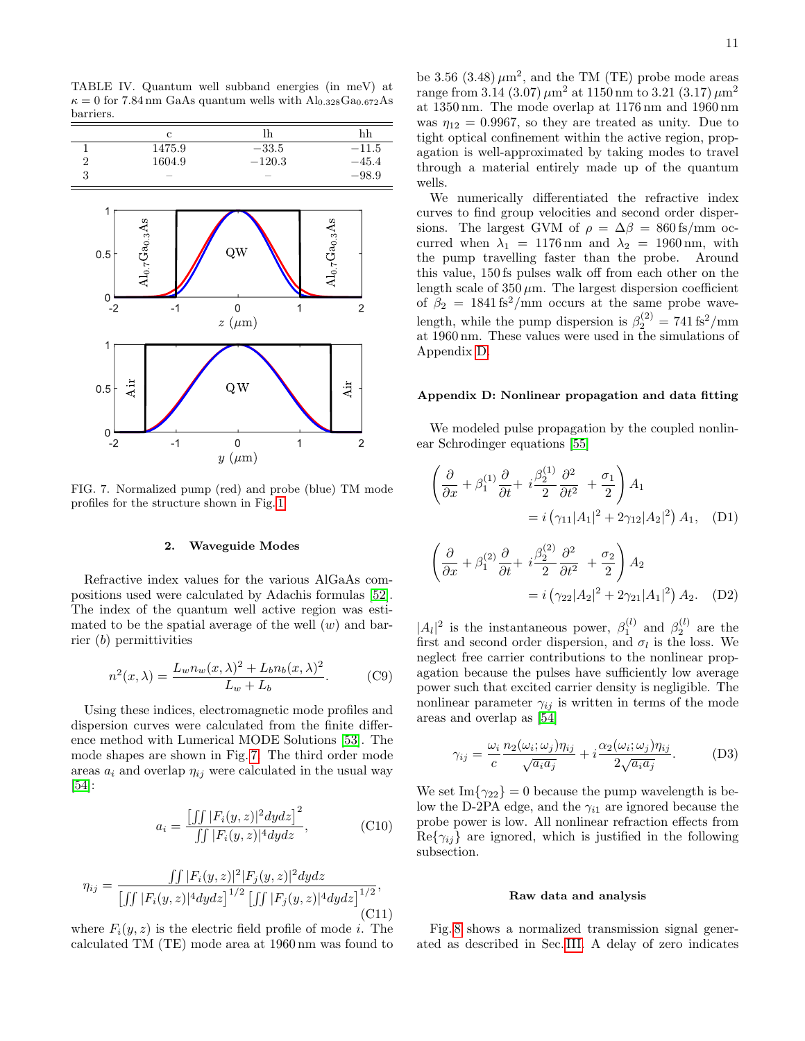TABLE IV. Quantum well subband energies (in meV) at $\kappa = 0$ for 7.84 nm GaAs quantum wells with $Al_{0.328}Ga_{0.672}As$ barriers.

| | c | lh | hh |
|---|---|---|---|
| 1 | 1475.9 | −33.5 | −11.5 |
| 2 | 1604.9 | −120.3 | −45.4 |
| 3 | – | – | −98.9 |

FIG. 7. Normalized pump (red) and probe (blue) TM mode profiles for the structure shown in Fig. 1.

### 2. Waveguide Modes

Refractive index values for the various AlGaAs compositions used were calculated by Adachis formulas [52]. The index of the quantum well active region was estimated to be the spatial average of the well ($w$) and barrier ($b$) permittivities

$$n^2(x,\lambda) = \frac{L_w n_w(x,\lambda)^2 + L_b n_b(x,\lambda)^2}{L_w + L_b}. \tag{C9}$$

Using these indices, electromagnetic mode profiles and dispersion curves were calculated from the finite difference method with Lumerical MODE Solutions [53]. The mode shapes are shown in Fig. 7. The third order mode areas $a_i$ and overlap $\eta_{ij}$ were calculated in the usual way [54]:

$$a_i = \frac{\left[\iint |F_i(y,z)|^2 dydz\right]^2}{\iint |F_i(y,z)|^4 dydz}, \tag{C10}$$

$$\eta_{ij} = \frac{\iint |F_i(y,z)|^2 |F_j(y,z)|^2 dydz}{\left[\iint |F_i(y,z)|^4 dydz\right]^{1/2}\left[\iint |F_j(y,z)|^4 dydz\right]^{1/2}}, \tag{C11}$$

where $F_i(y,z)$ is the electric field profile of mode $i$. The calculated TM (TE) mode area at 1960 nm was found to be 3.56 (3.48) $\mu$m$^2$, and the TM (TE) probe mode areas range from 3.14 (3.07) $\mu$m$^2$ at 1150 nm to 3.21 (3.17) $\mu$m$^2$ at 1350 nm. The mode overlap at 1176 nm and 1960 nm was $\eta_{12} = 0.9967$, so they are treated as unity. Due to tight optical confinement within the active region, propagation is well-approximated by taking modes to travel through a material entirely made up of the quantum wells.

We numerically differentiated the refractive index curves to find group velocities and second order dispersions. The largest GVM of $\rho = \Delta\beta = 860$ fs/mm occurred when $\lambda_1 = 1176$ nm and $\lambda_2 = 1960$ nm, with the pump travelling faster than the probe. Around this value, 150 fs pulses walk off from each other on the length scale of 350 $\mu$m. The largest dispersion coefficient of $\beta_2 = 1841$ fs$^2$/mm occurs at the same probe wavelength, while the pump dispersion is $\beta_2^{(2)} = 741$ fs$^2$/mm at 1960 nm. These values were used in the simulations of Appendix D.

## Appendix D: Nonlinear propagation and data fitting

We modeled pulse propagation by the coupled nonlinear Schrodinger equations [55]

$$\left(\frac{\partial}{\partial x} + \beta_1^{(1)}\frac{\partial}{\partial t} + i\frac{\beta_2^{(1)}}{2}\frac{\partial^2}{\partial t^2} + \frac{\sigma_1}{2}\right) A_1 = i\left(\gamma_{11}|A_1|^2 + 2\gamma_{12}|A_2|^2\right) A_1, \tag{D1}$$

$$\left(\frac{\partial}{\partial x} + \beta_1^{(2)}\frac{\partial}{\partial t} + i\frac{\beta_2^{(2)}}{2}\frac{\partial^2}{\partial t^2} + \frac{\sigma_2}{2}\right) A_2 = i\left(\gamma_{22}|A_2|^2 + 2\gamma_{21}|A_1|^2\right) A_2. \tag{D2}$$

$|A_l|^2$ is the instantaneous power, $\beta_1^{(l)}$ and $\beta_2^{(l)}$ are the first and second order dispersion, and $\sigma_l$ is the loss. We neglect free carrier contributions to the nonlinear propagation because the pulses have sufficiently low average power such that excited carrier density is negligible. The nonlinear parameter $\gamma_{ij}$ is written in terms of the mode areas and overlap as [54]

$$\gamma_{ij} = \frac{\omega_i}{c}\frac{n_2(\omega_i;\omega_j)\eta_{ij}}{\sqrt{a_i a_j}} + i\frac{\alpha_2(\omega_i;\omega_j)\eta_{ij}}{2\sqrt{a_i a_j}}. \tag{D3}$$

We set $\text{Im}\{\gamma_{22}\} = 0$ because the pump wavelength is below the D-2PA edge, and the $\gamma_{i1}$ are ignored because the probe power is low. All nonlinear refraction effects from $\text{Re}\{\gamma_{ij}\}$ are ignored, which is justified in the following subsection.

### Raw data and analysis

Fig. 8 shows a normalized transmission signal generated as described in Sec. III. A delay of zero indicates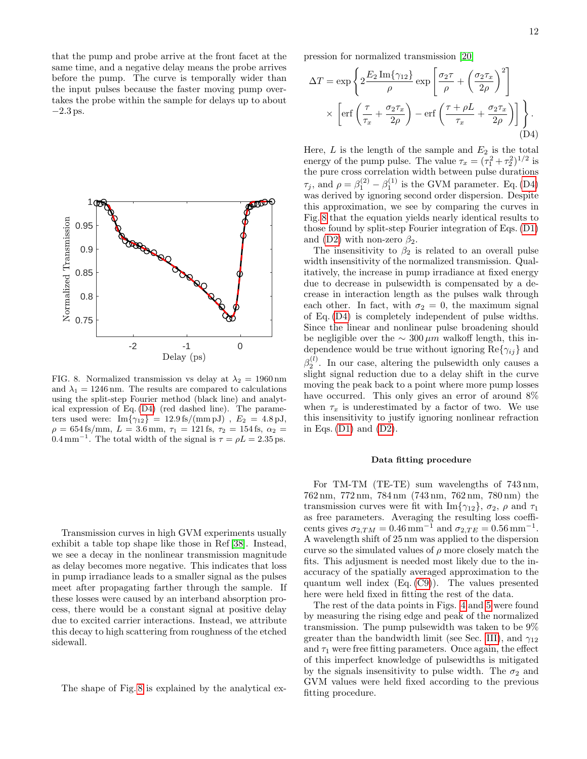that the pump and probe arrive at the front facet at the same time, and a negative delay means the probe arrives before the pump. The curve is temporally wider than the input pulses because the faster moving pump overtakes the probe within the sample for delays up to about $-2.3$ ps.

FIG. 8. Normalized transmission vs delay at $\lambda_2 = 1960$ nm and $\lambda_1 = 1246$ nm. The results are compared to calculations using the split-step Fourier method (black line) and analytical expression of Eq. (D4) (red dashed line). The parameters used were: $\text{Im}\{\gamma_{12}\} = 12.9\,\text{fs}/(\text{mm}\,\text{pJ})$ , $E_2 = 4.8$ pJ, $\rho = 654$ fs/mm, $L = 3.6$ mm, $\tau_1 = 121$ fs, $\tau_2 = 154$ fs, $\alpha_2 = 0.4\,\text{mm}^{-1}$. The total width of the signal is $\tau = \rho L = 2.35$ ps.

Transmission curves in high GVM experiments usually exhibit a table top shape like those in Ref [38]. Instead, we see a decay in the nonlinear transmission magnitude as delay becomes more negative. This indicates that loss in pump irradiance leads to a smaller signal as the pulses meet after propagating farther through the sample. If these losses were caused by an interband absorption process, there would be a constant signal at positive delay due to excited carrier interactions. Instead, we attribute this decay to high scattering from roughness of the etched sidewall.

The shape of Fig. 8 is explained by the analytical expression for normalized transmission [20]

$$\Delta T = \exp\left\{ 2\frac{E_2\,\text{Im}\{\gamma_{12}\}}{\rho} \exp\left[\frac{\sigma_2 \tau}{\rho} + \left(\frac{\sigma_2 \tau_x}{2\rho}\right)^2\right] \times \left[\text{erf}\left(\frac{\tau}{\tau_x} + \frac{\sigma_2 \tau_x}{2\rho}\right) - \text{erf}\left(\frac{\tau + \rho L}{\tau_x} + \frac{\sigma_2 \tau_x}{2\rho}\right)\right]\right\}. \tag{D4}$$

Here, $L$ is the length of the sample and $E_2$ is the total energy of the pump pulse. The value $\tau_x = (\tau_1^2 + \tau_2^2)^{1/2}$ is the pure cross correlation width between pulse durations $\tau_j$, and $\rho = \beta_1^{(2)} - \beta_1^{(1)}$ is the GVM parameter. Eq. (D4) was derived by ignoring second order dispersion. Despite this approximation, we see by comparing the curves in Fig. 8 that the equation yields nearly identical results to those found by split-step Fourier integration of Eqs. (D1) and (D2) with non-zero $\beta_2$.

The insensitivity to $\beta_2$ is related to an overall pulse width insensitivity of the normalized transmission. Qualitatively, the increase in pump irradiance at fixed energy due to decrease in pulsewidth is compensated by a decrease in interaction length as the pulses walk through each other. In fact, with $\sigma_2 = 0$, the maximum signal of Eq. (D4) is completely independent of pulse widths. Since the linear and nonlinear pulse broadening should be negligible over the $\sim 300\,\mu m$ walkoff length, this independence would be true without ignoring $\text{Re}\{\gamma_{ij}\}$ and $\beta_2^{(l)}$. In our case, altering the pulsewidth only causes a slight signal reduction due to a delay shift in the curve moving the peak back to a point where more pump losses have occurred. This only gives an error of around 8% when $\tau_x$ is underestimated by a factor of two. We use this insensitivity to justify ignoring nonlinear refraction in Eqs. (D1) and (D2).

### Data fitting procedure

For TM-TM (TE-TE) sum wavelengths of 743 nm, 762 nm, 772 nm, 784 nm (743 nm, 762 nm, 780 nm) the transmission curves were fit with $\text{Im}\{\gamma_{12}\}$, $\sigma_2$, $\rho$ and $\tau_1$ as free parameters. Averaging the resulting loss coefficents gives $\sigma_{2,TM} = 0.46\,\text{mm}^{-1}$ and $\sigma_{2,TE} = 0.56\,\text{mm}^{-1}$. A wavelength shift of 25 nm was applied to the dispersion curve so the simulated values of $\rho$ more closely match the fits. This adjusment is needed most likely due to the inaccuracy of the spatially averaged approximation to the quantum well index (Eq. (C9)). The values presented here were held fixed in fitting the rest of the data.

The rest of the data points in Figs. 4 and 5 were found by measuring the rising edge and peak of the normalized transmission. The pump pulsewidth was taken to be 9% greater than the bandwidth limit (see Sec. III), and $\gamma_{12}$ and $\tau_1$ were free fitting parameters. Once again, the effect of this imperfect knowledge of pulsewidths is mitigated by the signals insensitivity to pulse width. The $\sigma_2$ and GVM values were held fixed according to the previous fitting procedure.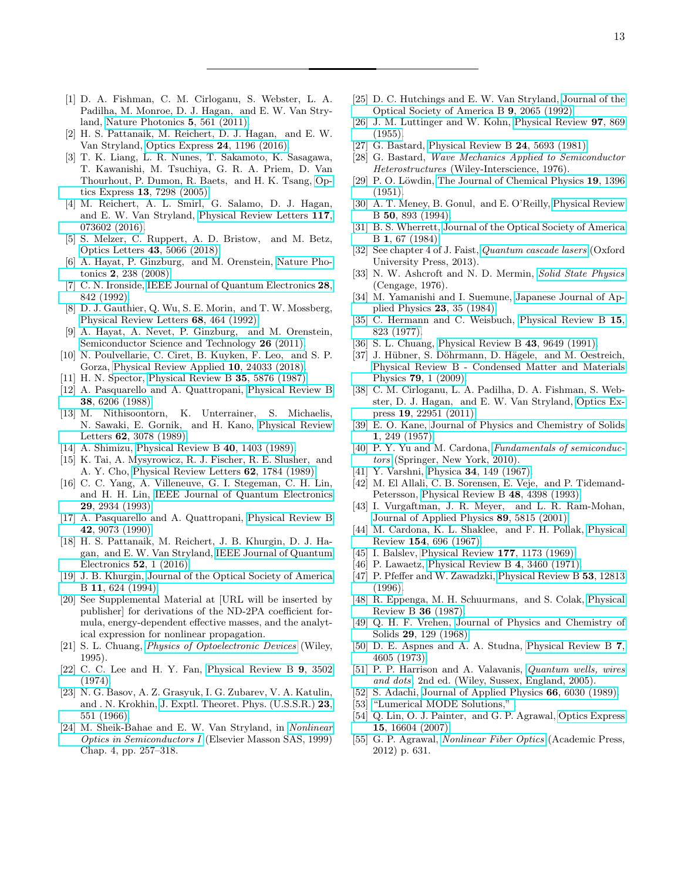[1] D. A. Fishman, C. M. Cirloganu, S. Webster, L. A. Padilha, M. Monroe, D. J. Hagan, and E. W. Van Stryland, Nature Photonics **5**, 561 (2011).

[2] H. S. Pattanaik, M. Reichert, D. J. Hagan, and E. W. Van Stryland, Optics Express **24**, 1196 (2016).

[3] T. K. Liang, L. R. Nunes, T. Sakamoto, K. Sasagawa, T. Kawanishi, M. Tsuchiya, G. R. A. Priem, D. Van Thourhout, P. Dumon, R. Baets, and H. K. Tsang, Optics Express **13**, 7298 (2005).

[4] M. Reichert, A. L. Smirl, G. Salamo, D. J. Hagan, and E. W. Van Stryland, Physical Review Letters **117**, 073602 (2016).

[5] S. Melzer, C. Ruppert, A. D. Bristow, and M. Betz, Optics Letters **43**, 5066 (2018).

[6] A. Hayat, P. Ginzburg, and M. Orenstein, Nature Photonics **2**, 238 (2008).

[7] C. N. Ironside, IEEE Journal of Quantum Electronics **28**, 842 (1992).

[8] D. J. Gauthier, Q. Wu, S. E. Morin, and T. W. Mossberg, Physical Review Letters **68**, 464 (1992).

[9] A. Hayat, A. Nevet, P. Ginzburg, and M. Orenstein, Semiconductor Science and Technology **26** (2011).

[10] N. Poulvellarie, C. Ciret, B. Kuyken, F. Leo, and S. P. Gorza, Physical Review Applied **10**, 24033 (2018).

[11] H. N. Spector, Physical Review B **35**, 5876 (1987).

[12] A. Pasquarello and A. Quattropani, Physical Review B **38**, 6206 (1988).

[13] M. Nithisoontorn, K. Unterrainer, S. Michaelis, N. Sawaki, E. Gornik, and H. Kano, Physical Review Letters **62**, 3078 (1989).

[14] A. Shimizu, Physical Review B **40**, 1403 (1989).

[15] K. Tai, A. Mysyrowicz, R. J. Fischer, R. E. Slusher, and A. Y. Cho, Physical Review Letters **62**, 1784 (1989).

[16] C. C. Yang, A. Villeneuve, G. I. Stegeman, C. H. Lin, and H. H. Lin, IEEE Journal of Quantum Electronics **29**, 2934 (1993).

[17] A. Pasquarello and A. Quattropani, Physical Review B **42**, 9073 (1990).

[18] H. S. Pattanaik, M. Reichert, J. B. Khurgin, D. J. Hagan, and E. W. Van Stryland, IEEE Journal of Quantum Electronics **52**, 1 (2016).

[19] J. B. Khurgin, Journal of the Optical Society of America B **11**, 624 (1994).

[20] See Supplemental Material at [URL will be inserted by publisher] for derivations of the ND-2PA coefficient formula, energy-dependent effective masses, and the analytical expression for nonlinear propagation.

[21] S. L. Chuang, *Physics of Optoelectronic Devices* (Wiley, 1995).

[22] C. C. Lee and H. Y. Fan, Physical Review B **9**, 3502 (1974).

[23] N. G. Basov, A. Z. Grasyuk, I. G. Zubarev, V. A. Katulin, and . N. Krokhin, J. Exptl. Theoret. Phys. (U.S.S.R.) **23**, 551 (1966).

[24] M. Sheik-Bahae and E. W. Van Stryland, in *Nonlinear Optics in Semiconductors I* (Elsevier Masson SAS, 1999) Chap. 4, pp. 257–318.

[25] D. C. Hutchings and E. W. Van Stryland, Journal of the Optical Society of America B **9**, 2065 (1992).

[26] J. M. Luttinger and W. Kohn, Physical Review **97**, 869 (1955).

[27] G. Bastard, Physical Review B **24**, 5693 (1981).

[28] G. Bastard, *Wave Mechanics Applied to Semiconductor Heterostructures* (Wiley-Interscience, 1976).

[29] P. O. Löwdin, The Journal of Chemical Physics **19**, 1396 (1951).

[30] A. T. Meney, B. Gonul, and E. O'Reilly, Physical Review B **50**, 893 (1994).

[31] B. S. Wherrett, Journal of the Optical Society of America B **1**, 67 (1984).

[32] See chapter 4 of J. Faist, *Quantum cascade lasers* (Oxford University Press, 2013).

[33] N. W. Ashcroft and N. D. Mermin, *Solid State Physics* (Cengage, 1976).

[34] M. Yamanishi and I. Suemune, Japanese Journal of Applied Physics **23**, 35 (1984).

[35] C. Hermann and C. Weisbuch, Physical Review B **15**, 823 (1977).

[36] S. L. Chuang, Physical Review B **43**, 9649 (1991).

[37] J. Hübner, S. Döhrmann, D. Hägele, and M. Oestreich, Physical Review B - Condensed Matter and Materials Physics **79**, 1 (2009).

[38] C. M. Cirloganu, L. A. Padilha, D. A. Fishman, S. Webster, D. J. Hagan, and E. W. Van Stryland, Optics Express **19**, 22951 (2011).

[39] E. O. Kane, Journal of Physics and Chemistry of Solids **1**, 249 (1957).

[40] P. Y. Yu and M. Cardona, *Fundamentals of semiconductors* (Springer, New York, 2010).

[41] Y. Varshni, Physica **34**, 149 (1967).

[42] M. El Allali, C. B. Sorensen, E. Veje, and P. Tidemand-Petersson, Physical Review B **48**, 4398 (1993).

[43] I. Vurgaftman, J. R. Meyer, and L. R. Ram-Mohan, Journal of Applied Physics **89**, 5815 (2001).

[44] M. Cardona, K. L. Shaklee, and F. H. Pollak, Physical Review **154**, 696 (1967).

[45] I. Balslev, Physical Review **177**, 1173 (1969).

[46] P. Lawaetz, Physical Review B **4**, 3460 (1971).

[47] P. Pfeffer and W. Zawadzki, Physical Review B **53**, 12813 (1996).

[48] R. Eppenga, M. H. Schuurmans, and S. Colak, Physical Review B **36** (1987).

[49] Q. H. F. Vrehen, Journal of Physics and Chemistry of Solids **29**, 129 (1968).

[50] D. E. Aspnes and A. A. Studna, Physical Review B **7**, 4605 (1973).

[51] P. P. Harrison and A. Valavanis, *Quantum wells, wires and dots*, 2nd ed. (Wiley, Sussex, England, 2005).

[52] S. Adachi, Journal of Applied Physics **66**, 6030 (1989).

[53] "Lumerical MODE Solutions,".

[54] Q. Lin, O. J. Painter, and G. P. Agrawal, Optics Express **15**, 16604 (2007).

[55] G. P. Agrawal, *Nonlinear Fiber Optics* (Academic Press, 2012) p. 631.